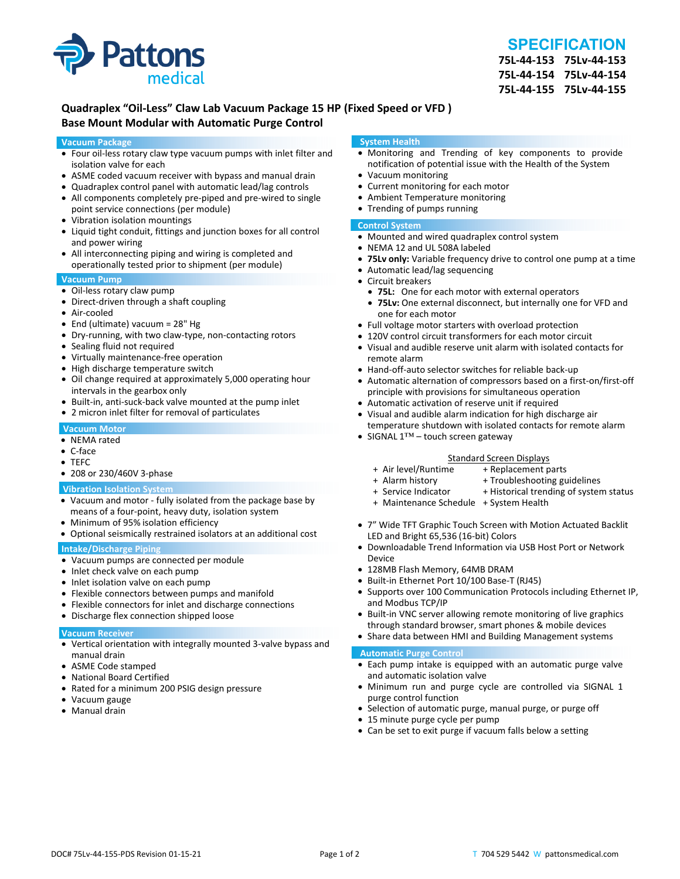Pattons medical

# SPECIFICATION

**75L-44-153 75Lv-44-153**
**75L-44-154 75Lv-44-154**
**75L-44-155 75Lv-44-155**

## Quadraplex "Oil-Less" Claw Lab Vacuum Package 15 HP (Fixed Speed or VFD )
## Base Mount Modular with Automatic Purge Control

### Vacuum Package

- Four oil-less rotary claw type vacuum pumps with inlet filter and isolation valve for each
- ASME coded vacuum receiver with bypass and manual drain
- Quadraplex control panel with automatic lead/lag controls
- All components completely pre-piped and pre-wired to single point service connections (per module)
- Vibration isolation mountings
- Liquid tight conduit, fittings and junction boxes for all control and power wiring
- All interconnecting piping and wiring is completed and operationally tested prior to shipment (per module)

### Vacuum Pump

- Oil-less rotary claw pump
- Direct-driven through a shaft coupling
- Air-cooled
- End (ultimate) vacuum = 28" Hg
- Dry-running, with two claw-type, non-contacting rotors
- Sealing fluid not required
- Virtually maintenance-free operation
- High discharge temperature switch
- Oil change required at approximately 5,000 operating hour intervals in the gearbox only
- Built-in, anti-suck-back valve mounted at the pump inlet
- 2 micron inlet filter for removal of particulates

### Vacuum Motor

- NEMA rated
- C-face
- TEFC
- 208 or 230/460V 3-phase

### Vibration Isolation System

- Vacuum and motor - fully isolated from the package base by means of a four-point, heavy duty, isolation system
- Minimum of 95% isolation efficiency
- Optional seismically restrained isolators at an additional cost

### Intake/Discharge Piping

- Vacuum pumps are connected per module
- Inlet check valve on each pump
- Inlet isolation valve on each pump
- Flexible connectors between pumps and manifold
- Flexible connectors for inlet and discharge connections
- Discharge flex connection shipped loose

### Vacuum Receiver

- Vertical orientation with integrally mounted 3-valve bypass and manual drain
- ASME Code stamped
- National Board Certified
- Rated for a minimum 200 PSIG design pressure
- Vacuum gauge
- Manual drain

### System Health

- Monitoring and Trending of key components to provide notification of potential issue with the Health of the System
- Vacuum monitoring
- Current monitoring for each motor
- Ambient Temperature monitoring
- Trending of pumps running

### Control System

- Mounted and wired quadraplex control system
- NEMA 12 and UL 508A labeled
- **75Lv only:** Variable frequency drive to control one pump at a time
- Automatic lead/lag sequencing
- Circuit breakers
  - **75L:** One for each motor with external operators
  - **75Lv:** One external disconnect, but internally one for VFD and one for each motor
- Full voltage motor starters with overload protection
- 120V control circuit transformers for each motor circuit
- Visual and audible reserve unit alarm with isolated contacts for remote alarm
- Hand-off-auto selector switches for reliable back-up
- Automatic alternation of compressors based on a first-on/first-off principle with provisions for simultaneous operation
- Automatic activation of reserve unit if required
- Visual and audible alarm indication for high discharge air temperature shutdown with isolated contacts for remote alarm
- SIGNAL 1™ – touch screen gateway

Standard Screen Displays

+ Air level/Runtime
+ Alarm history
+ Service Indicator
+ Maintenance Schedule
+ Replacement parts
+ Troubleshooting guidelines
+ Historical trending of system status
+ System Health

- 7" Wide TFT Graphic Touch Screen with Motion Actuated Backlit LED and Bright 65,536 (16-bit) Colors
- Downloadable Trend Information via USB Host Port or Network Device
- 128MB Flash Memory, 64MB DRAM
- Built-in Ethernet Port 10/100 Base-T (RJ45)
- Supports over 100 Communication Protocols including Ethernet IP, and Modbus TCP/IP
- Built-in VNC server allowing remote monitoring of live graphics through standard browser, smart phones & mobile devices
- Share data between HMI and Building Management systems

### Automatic Purge Control

- Each pump intake is equipped with an automatic purge valve and automatic isolation valve
- Minimum run and purge cycle are controlled via SIGNAL 1 purge control function
- Selection of automatic purge, manual purge, or purge off
- 15 minute purge cycle per pump
- Can be set to exit purge if vacuum falls below a setting

DOC# 75Lv-44-155-PDS Revision 01-15-21

T 704 529 5442 W pattonsmedical.com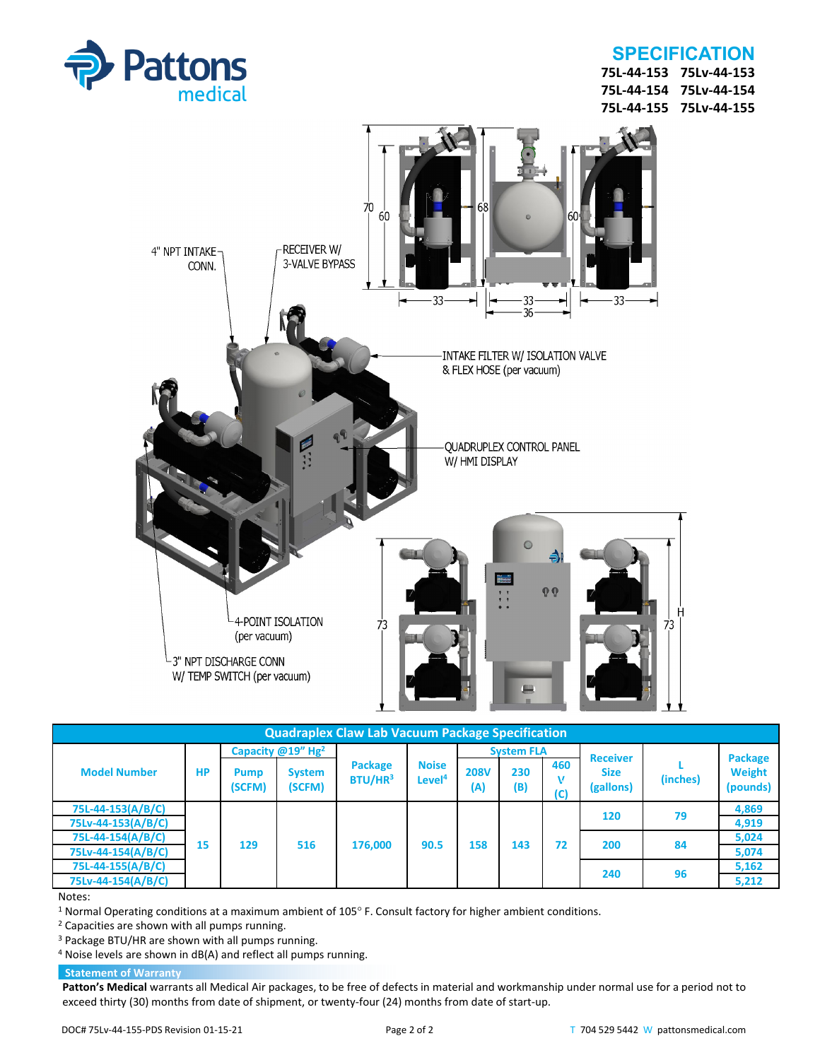## SPECIFICATION

**75L-44-153 75Lv-44-153**
**75L-44-154 75Lv-44-154**
**75L-44-155 75Lv-44-155**

4" NPT INTAKE CONN.

RECEIVER W/ 3-VALVE BYPASS

INTAKE FILTER W/ ISOLATION VALVE & FLEX HOSE (per vacuum)

QUADRUPLEX CONTROL PANEL W/ HMI DISPLAY

4-POINT ISOLATION (per vacuum)

3" NPT DISCHARGE CONN W/ TEMP SWITCH (per vacuum)

70 60 68 60 33 33 36 33 73 73 H

| Quadraplex Claw Lab Vacuum Package Specification | | | | | | | | | | | |
|---|---|---|---|---|---|---|---|---|---|---|---|
| Model Number | HP | Capacity @19" Hg[2] | | Package BTU/HR[3] | Noise Level[4] | System FLA | | | Receiver Size (gallons) | L (inches) | Package Weight (pounds) |
| | | Pump (SCFM) | System (SCFM) | | | 208V (A) | 230 (B) | 460 V (C) | | | |
| 75L-44-153(A/B/C) | 15 | 129 | 516 | 176,000 | 90.5 | 158 | 143 | 72 | 120 | 79 | 4,869 |
| 75Lv-44-153(A/B/C) | | | | | | | | | | | 4,919 |
| 75L-44-154(A/B/C) | | | | | | | | | 200 | 84 | 5,024 |
| 75Lv-44-154(A/B/C) | | | | | | | | | | | 5,074 |
| 75L-44-155(A/B/C) | | | | | | | | | 240 | 96 | 5,162 |
| 75Lv-44-154(A/B/C) | | | | | | | | | | | 5,212 |

Notes:

[1] Normal Operating conditions at a maximum ambient of 105° F. Consult factory for higher ambient conditions.
[2] Capacities are shown with all pumps running.
[3] Package BTU/HR are shown with all pumps running.
[4] Noise levels are shown in dB(A) and reflect all pumps running.

### Statement of Warranty

**Patton's Medical** warrants all Medical Air packages, to be free of defects in material and workmanship under normal use for a period not to exceed thirty (30) months from date of shipment, or twenty-four (24) months from date of start-up.

DOC# 75Lv-44-155-PDS Revision 01-15-21

T 704 529 5442 W pattonsmedical.com